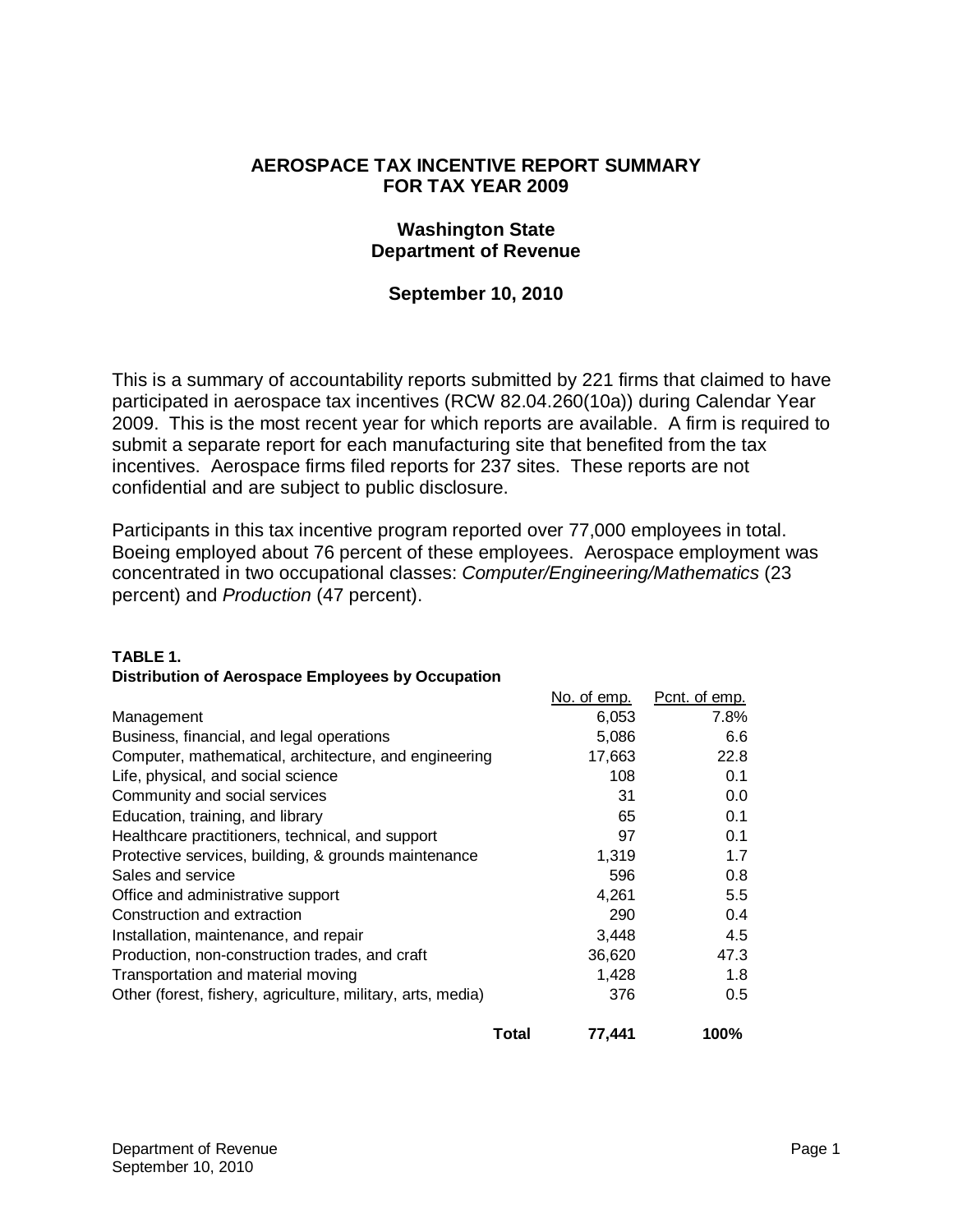# AEROSPACE TAX INCENTIVE REPORT SUMMARY FOR TAX YEAR 2009

## Washington State Department of Revenue

### September 10, 2010

This is a summary of accountability reports submitted by 221 firms that claimed to have participated in aerospace tax incentives (RCW 82.04.260(10a)) during Calendar Year 2009. This is the most recent year for which reports are available. A firm is required to submit a separate report for each manufacturing site that benefited from the tax incentives. Aerospace firms filed reports for 237 sites. These reports are not confidential and are subject to public disclosure.

Participants in this tax incentive program reported over 77,000 employees in total. Boeing employed about 76 percent of these employees. Aerospace employment was concentrated in two occupational classes: *Computer/Engineering/Mathematics* (23 percent) and *Production* (47 percent).

**TABLE 1.**
**Distribution of Aerospace Employees by Occupation**

| | No. of emp. | Pcnt. of emp. |
|---|---|---|
| Management | 6,053 | 7.8% |
| Business, financial, and legal operations | 5,086 | 6.6 |
| Computer, mathematical, architecture, and engineering | 17,663 | 22.8 |
| Life, physical, and social science | 108 | 0.1 |
| Community and social services | 31 | 0.0 |
| Education, training, and library | 65 | 0.1 |
| Healthcare practitioners, technical, and support | 97 | 0.1 |
| Protective services, building, & grounds maintenance | 1,319 | 1.7 |
| Sales and service | 596 | 0.8 |
| Office and administrative support | 4,261 | 5.5 |
| Construction and extraction | 290 | 0.4 |
| Installation, maintenance, and repair | 3,448 | 4.5 |
| Production, non-construction trades, and craft | 36,620 | 47.3 |
| Transportation and material moving | 1,428 | 1.8 |
| Other (forest, fishery, agriculture, military, arts, media) | 376 | 0.5 |
| **Total** | **77,441** | **100%** |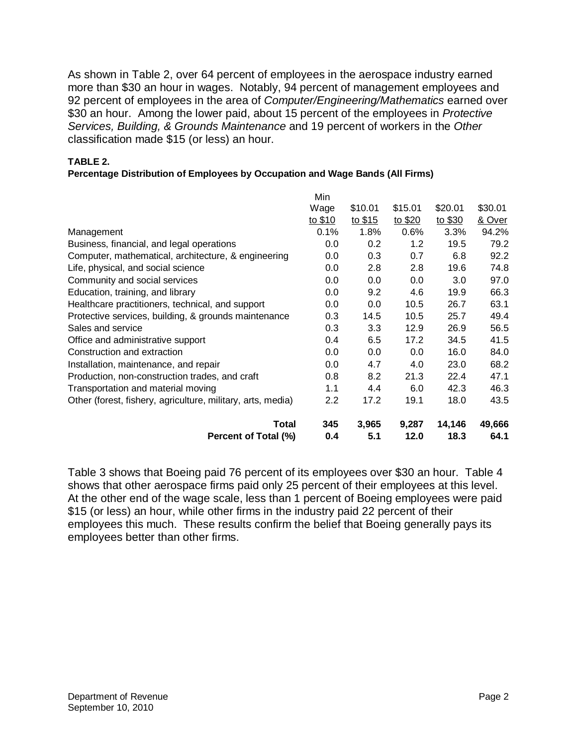As shown in Table 2, over 64 percent of employees in the aerospace industry earned more than $30 an hour in wages. Notably, 94 percent of management employees and 92 percent of employees in the area of *Computer/Engineering/Mathematics* earned over $30 an hour. Among the lower paid, about 15 percent of the employees in *Protective Services, Building, & Grounds Maintenance* and 19 percent of workers in the *Other* classification made $15 (or less) an hour.

**TABLE 2.**
**Percentage Distribution of Employees by Occupation and Wage Bands (All Firms)**

| | Min Wage to $10 | $10.01 to $15 | $15.01 to $20 | $20.01 to $30 | $30.01 & Over |
|---|---|---|---|---|---|
| Management | 0.1% | 1.8% | 0.6% | 3.3% | 94.2% |
| Business, financial, and legal operations | 0.0 | 0.2 | 1.2 | 19.5 | 79.2 |
| Computer, mathematical, architecture, & engineering | 0.0 | 0.3 | 0.7 | 6.8 | 92.2 |
| Life, physical, and social science | 0.0 | 2.8 | 2.8 | 19.6 | 74.8 |
| Community and social services | 0.0 | 0.0 | 0.0 | 3.0 | 97.0 |
| Education, training, and library | 0.0 | 9.2 | 4.6 | 19.9 | 66.3 |
| Healthcare practitioners, technical, and support | 0.0 | 0.0 | 10.5 | 26.7 | 63.1 |
| Protective services, building, & grounds maintenance | 0.3 | 14.5 | 10.5 | 25.7 | 49.4 |
| Sales and service | 0.3 | 3.3 | 12.9 | 26.9 | 56.5 |
| Office and administrative support | 0.4 | 6.5 | 17.2 | 34.5 | 41.5 |
| Construction and extraction | 0.0 | 0.0 | 0.0 | 16.0 | 84.0 |
| Installation, maintenance, and repair | 0.0 | 4.7 | 4.0 | 23.0 | 68.2 |
| Production, non-construction trades, and craft | 0.8 | 8.2 | 21.3 | 22.4 | 47.1 |
| Transportation and material moving | 1.1 | 4.4 | 6.0 | 42.3 | 46.3 |
| Other (forest, fishery, agriculture, military, arts, media) | 2.2 | 17.2 | 19.1 | 18.0 | 43.5 |
| **Total** | **345** | **3,965** | **9,287** | **14,146** | **49,666** |
| **Percent of Total (%)** | **0.4** | **5.1** | **12.0** | **18.3** | **64.1** |

Table 3 shows that Boeing paid 76 percent of its employees over $30 an hour. Table 4 shows that other aerospace firms paid only 25 percent of their employees at this level. At the other end of the wage scale, less than 1 percent of Boeing employees were paid $15 (or less) an hour, while other firms in the industry paid 22 percent of their employees this much. These results confirm the belief that Boeing generally pays its employees better than other firms.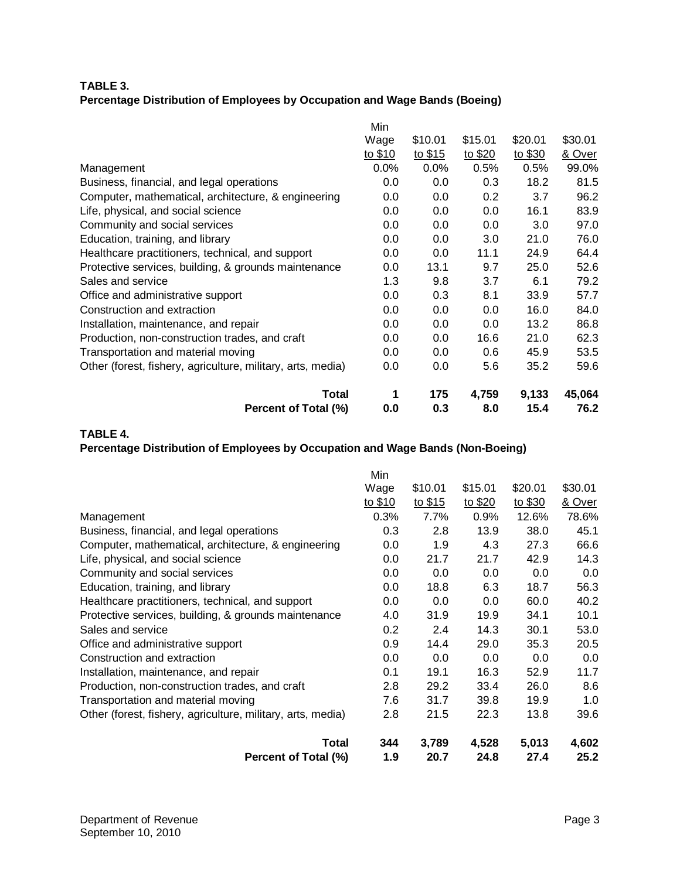**TABLE 3.**
**Percentage Distribution of Employees by Occupation and Wage Bands (Boeing)**

| | Min Wage to $10 | $10.01 to $15 | $15.01 to $20 | $20.01 to $30 | $30.01 & Over |
|---|---|---|---|---|---|
| Management | 0.0% | 0.0% | 0.5% | 0.5% | 99.0% |
| Business, financial, and legal operations | 0.0 | 0.0 | 0.3 | 18.2 | 81.5 |
| Computer, mathematical, architecture, & engineering | 0.0 | 0.0 | 0.2 | 3.7 | 96.2 |
| Life, physical, and social science | 0.0 | 0.0 | 0.0 | 16.1 | 83.9 |
| Community and social services | 0.0 | 0.0 | 0.0 | 3.0 | 97.0 |
| Education, training, and library | 0.0 | 0.0 | 3.0 | 21.0 | 76.0 |
| Healthcare practitioners, technical, and support | 0.0 | 0.0 | 11.1 | 24.9 | 64.4 |
| Protective services, building, & grounds maintenance | 0.0 | 13.1 | 9.7 | 25.0 | 52.6 |
| Sales and service | 1.3 | 9.8 | 3.7 | 6.1 | 79.2 |
| Office and administrative support | 0.0 | 0.3 | 8.1 | 33.9 | 57.7 |
| Construction and extraction | 0.0 | 0.0 | 0.0 | 16.0 | 84.0 |
| Installation, maintenance, and repair | 0.0 | 0.0 | 0.0 | 13.2 | 86.8 |
| Production, non-construction trades, and craft | 0.0 | 0.0 | 16.6 | 21.0 | 62.3 |
| Transportation and material moving | 0.0 | 0.0 | 0.6 | 45.9 | 53.5 |
| Other (forest, fishery, agriculture, military, arts, media) | 0.0 | 0.0 | 5.6 | 35.2 | 59.6 |
| **Total** | **1** | **175** | **4,759** | **9,133** | **45,064** |
| **Percent of Total (%)** | **0.0** | **0.3** | **8.0** | **15.4** | **76.2** |

**TABLE 4.**
**Percentage Distribution of Employees by Occupation and Wage Bands (Non-Boeing)**

| | Min Wage to $10 | $10.01 to $15 | $15.01 to $20 | $20.01 to $30 | $30.01 & Over |
|---|---|---|---|---|---|
| Management | 0.3% | 7.7% | 0.9% | 12.6% | 78.6% |
| Business, financial, and legal operations | 0.3 | 2.8 | 13.9 | 38.0 | 45.1 |
| Computer, mathematical, architecture, & engineering | 0.0 | 1.9 | 4.3 | 27.3 | 66.6 |
| Life, physical, and social science | 0.0 | 21.7 | 21.7 | 42.9 | 14.3 |
| Community and social services | 0.0 | 0.0 | 0.0 | 0.0 | 0.0 |
| Education, training, and library | 0.0 | 18.8 | 6.3 | 18.7 | 56.3 |
| Healthcare practitioners, technical, and support | 0.0 | 0.0 | 0.0 | 60.0 | 40.2 |
| Protective services, building, & grounds maintenance | 4.0 | 31.9 | 19.9 | 34.1 | 10.1 |
| Sales and service | 0.2 | 2.4 | 14.3 | 30.1 | 53.0 |
| Office and administrative support | 0.9 | 14.4 | 29.0 | 35.3 | 20.5 |
| Construction and extraction | 0.0 | 0.0 | 0.0 | 0.0 | 0.0 |
| Installation, maintenance, and repair | 0.1 | 19.1 | 16.3 | 52.9 | 11.7 |
| Production, non-construction trades, and craft | 2.8 | 29.2 | 33.4 | 26.0 | 8.6 |
| Transportation and material moving | 7.6 | 31.7 | 39.8 | 19.9 | 1.0 |
| Other (forest, fishery, agriculture, military, arts, media) | 2.8 | 21.5 | 22.3 | 13.8 | 39.6 |
| **Total** | **344** | **3,789** | **4,528** | **5,013** | **4,602** |
| **Percent of Total (%)** | **1.9** | **20.7** | **24.8** | **27.4** | **25.2** |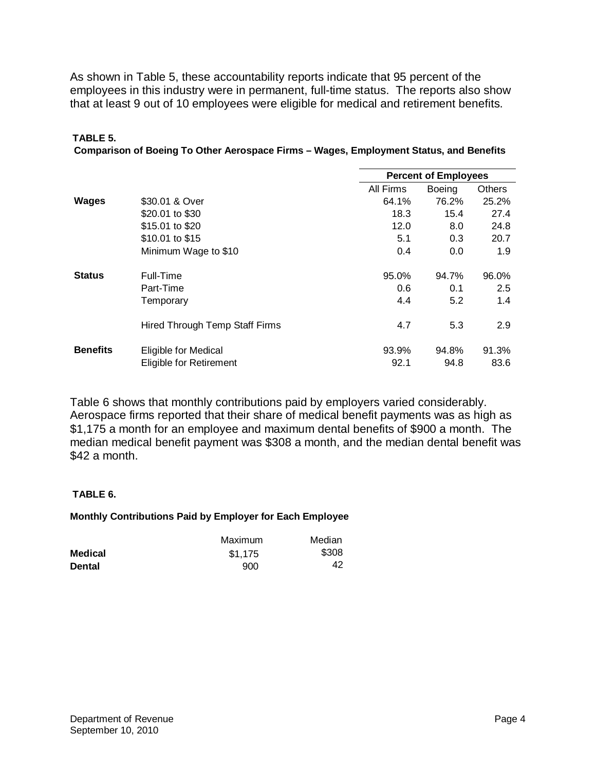As shown in Table 5, these accountability reports indicate that 95 percent of the employees in this industry were in permanent, full-time status. The reports also show that at least 9 out of 10 employees were eligible for medical and retirement benefits.

**TABLE 5.**
**Comparison of Boeing To Other Aerospace Firms – Wages, Employment Status, and Benefits**

| | | Percent of Employees | | |
|---|---|---|---|---|
| | | All Firms | Boeing | Others |
| **Wages** | $30.01 & Over | 64.1% | 76.2% | 25.2% |
| | $20.01 to $30 | 18.3 | 15.4 | 27.4 |
| | $15.01 to $20 | 12.0 | 8.0 | 24.8 |
| | $10.01 to $15 | 5.1 | 0.3 | 20.7 |
| | Minimum Wage to $10 | 0.4 | 0.0 | 1.9 |
| **Status** | Full-Time | 95.0% | 94.7% | 96.0% |
| | Part-Time | 0.6 | 0.1 | 2.5 |
| | Temporary | 4.4 | 5.2 | 1.4 |
| | Hired Through Temp Staff Firms | 4.7 | 5.3 | 2.9 |
| **Benefits** | Eligible for Medical | 93.9% | 94.8% | 91.3% |
| | Eligible for Retirement | 92.1 | 94.8 | 83.6 |

Table 6 shows that monthly contributions paid by employers varied considerably. Aerospace firms reported that their share of medical benefit payments was as high as $1,175 a month for an employee and maximum dental benefits of $900 a month. The median medical benefit payment was $308 a month, and the median dental benefit was $42 a month.

**TABLE 6.**

**Monthly Contributions Paid by Employer for Each Employee**

| | Maximum | Median |
|---|---|---|
| **Medical** | $1,175 | $308 |
| **Dental** | 900 | 42 |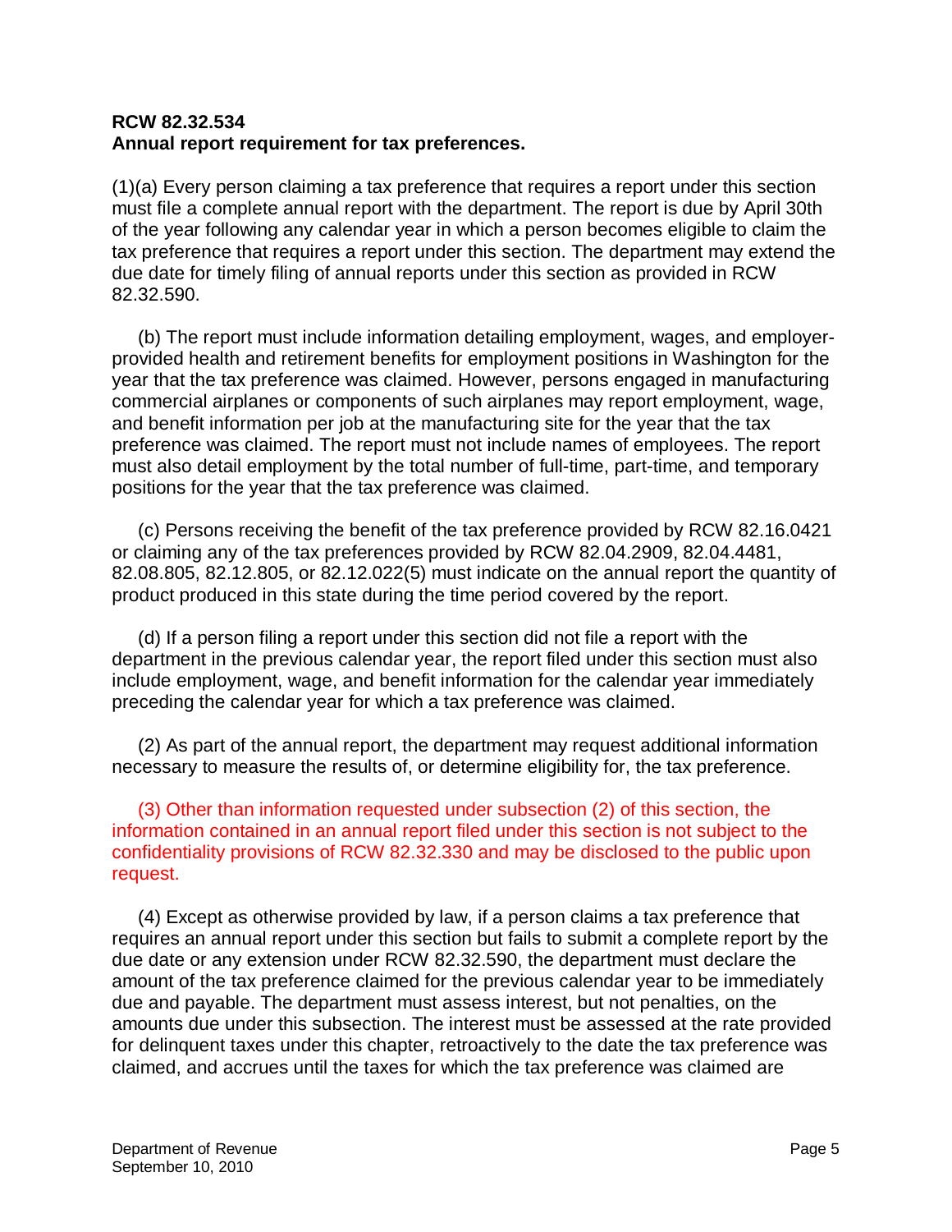**RCW 82.32.534**
**Annual report requirement for tax preferences.**

(1)(a) Every person claiming a tax preference that requires a report under this section must file a complete annual report with the department. The report is due by April 30th of the year following any calendar year in which a person becomes eligible to claim the tax preference that requires a report under this section. The department may extend the due date for timely filing of annual reports under this section as provided in RCW 82.32.590.

(b) The report must include information detailing employment, wages, and employer-provided health and retirement benefits for employment positions in Washington for the year that the tax preference was claimed. However, persons engaged in manufacturing commercial airplanes or components of such airplanes may report employment, wage, and benefit information per job at the manufacturing site for the year that the tax preference was claimed. The report must not include names of employees. The report must also detail employment by the total number of full-time, part-time, and temporary positions for the year that the tax preference was claimed.

(c) Persons receiving the benefit of the tax preference provided by RCW 82.16.0421 or claiming any of the tax preferences provided by RCW 82.04.2909, 82.04.4481, 82.08.805, 82.12.805, or 82.12.022(5) must indicate on the annual report the quantity of product produced in this state during the time period covered by the report.

(d) If a person filing a report under this section did not file a report with the department in the previous calendar year, the report filed under this section must also include employment, wage, and benefit information for the calendar year immediately preceding the calendar year for which a tax preference was claimed.

(2) As part of the annual report, the department may request additional information necessary to measure the results of, or determine eligibility for, the tax preference.

(3) Other than information requested under subsection (2) of this section, the information contained in an annual report filed under this section is not subject to the confidentiality provisions of RCW 82.32.330 and may be disclosed to the public upon request.

(4) Except as otherwise provided by law, if a person claims a tax preference that requires an annual report under this section but fails to submit a complete report by the due date or any extension under RCW 82.32.590, the department must declare the amount of the tax preference claimed for the previous calendar year to be immediately due and payable. The department must assess interest, but not penalties, on the amounts due under this subsection. The interest must be assessed at the rate provided for delinquent taxes under this chapter, retroactively to the date the tax preference was claimed, and accrues until the taxes for which the tax preference was claimed are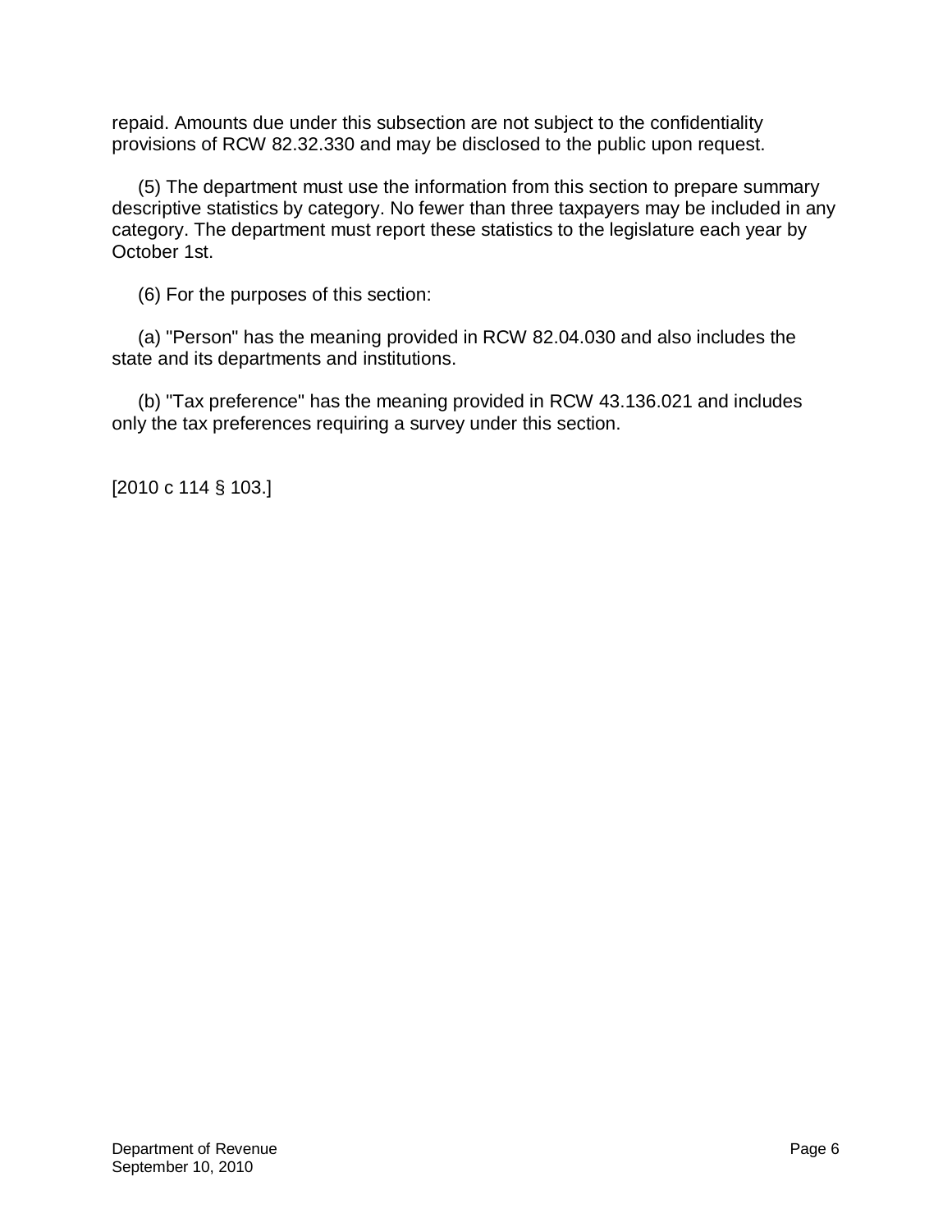repaid. Amounts due under this subsection are not subject to the confidentiality provisions of RCW 82.32.330 and may be disclosed to the public upon request.

(5) The department must use the information from this section to prepare summary descriptive statistics by category. No fewer than three taxpayers may be included in any category. The department must report these statistics to the legislature each year by October 1st.

(6) For the purposes of this section:

(a) "Person" has the meaning provided in RCW 82.04.030 and also includes the state and its departments and institutions.

(b) "Tax preference" has the meaning provided in RCW 43.136.021 and includes only the tax preferences requiring a survey under this section.

[2010 c 114 § 103.]